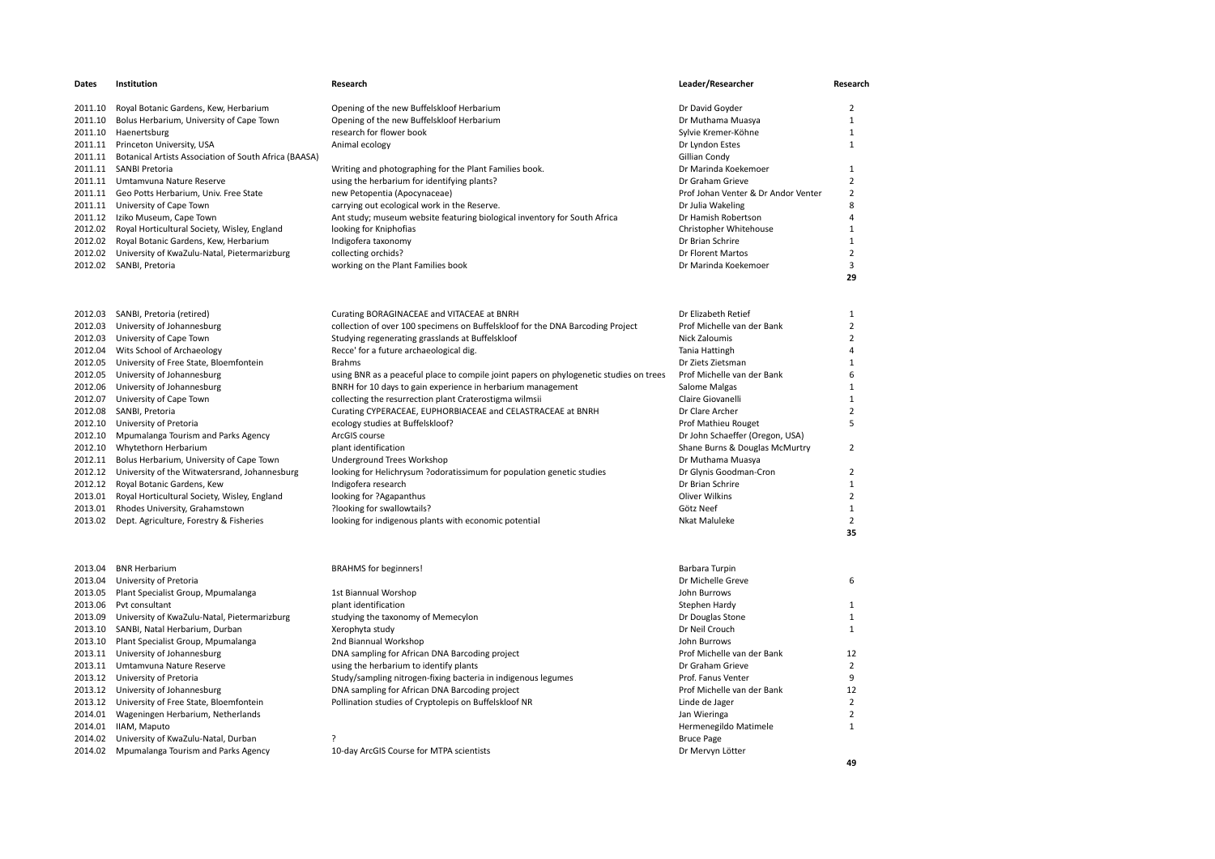| Dates | Institution | Research | Leader/Researcher | Research |
|---|---|---|---|---|
| 2011.10 | Royal Botanic Gardens, Kew, Herbarium | Opening of the new Buffelskloof Herbarium | Dr David Goyder | 2 |
| 2011.10 | Bolus Herbarium, University of Cape Town | Opening of the new Buffelskloof Herbarium | Dr Muthama Muasya | 1 |
| 2011.10 | Haenertsburg | research for flower book | Sylvie Kremer-Köhne | 1 |
| 2011.11 | Princeton University, USA | Animal ecology | Dr Lyndon Estes | 1 |
| 2011.11 | Botanical Artists Association of South Africa (BAASA) | | Gillian Condy | |
| 2011.11 | SANBI Pretoria | Writing and photographing for the Plant Families book. | Dr Marinda Koekemoer | 1 |
| 2011.11 | Umtamvuna Nature Reserve | using the herbarium for identifying plants? | Dr Graham Grieve | 2 |
| 2011.11 | Geo Potts Herbarium, Univ. Free State | new Petopentia (Apocynaceae) | Prof Johan Venter & Dr Andor Venter | 2 |
| 2011.11 | University of Cape Town | carrying out ecological work in the Reserve. | Dr Julia Wakeling | 8 |
| 2011.12 | Iziko Museum, Cape Town | Ant study; museum website featuring biological inventory for South Africa | Dr Hamish Robertson | 4 |
| 2012.02 | Royal Horticultural Society, Wisley, England | looking for Kniphofias | Christopher Whitehouse | 1 |
| 2012.02 | Royal Botanic Gardens, Kew, Herbarium | Indigofera taxonomy | Dr Brian Schrire | 1 |
| 2012.02 | University of KwaZulu-Natal, Pietermaritzburg | collecting orchids? | Dr Florent Martos | 2 |
| 2012.02 | SANBI, Pretoria | working on the Plant Families book | Dr Marinda Koekemoer | 3 |
| | | | | **29** |
| 2012.03 | SANBI, Pretoria (retired) | Curating BORAGINACEAE and VITACEAE at BNRH | Dr Elizabeth Retief | 1 |
| 2012.03 | University of Johannesburg | collection of over 100 specimens on Buffelskloof for the DNA Barcoding Project | Prof Michelle van der Bank | 2 |
| 2012.03 | University of Cape Town | Studying regenerating grasslands at Buffelskloof | Nick Zaloumis | 2 |
| 2012.04 | Wits School of Archaeology | Recce' for a future archaeological dig. | Tania Hattingh | 4 |
| 2012.05 | University of Free State, Bloemfontein | Brahms | Dr Ziets Zietsman | 1 |
| 2012.05 | University of Johannesburg | using BNR as a peaceful place to compile joint papers on phylogenetic studies on trees | Prof Michelle van der Bank | 6 |
| 2012.06 | University of Johannesburg | BNRH for 10 days to gain experience in herbarium management | Salome Malgas | 1 |
| 2012.07 | University of Cape Town | collecting the resurrection plant Craterostigma wilmsii | Claire Giovanelli | 1 |
| 2012.08 | SANBI, Pretoria | Curating CYPERACEAE, EUPHORBIACEAE and CELASTRACEAE at BNRH | Dr Clare Archer | 2 |
| 2012.10 | University of Pretoria | ecology studies at Buffelskloof? | Prof Mathieu Rouget | 5 |
| 2012.10 | Mpumalanga Tourism and Parks Agency | ArcGIS course | Dr John Schaeffer (Oregon, USA) | |
| 2012.10 | Whytethorn Herbarium | plant identification | Shane Burns & Douglas McMurtry | 2 |
| 2012.11 | Bolus Herbarium, University of Cape Town | Underground Trees Workshop | Dr Muthama Muasya | |
| 2012.12 | University of the Witwatersrand, Johannesburg | looking for Helichrysum ?odoratissimum for population genetic studies | Dr Glynis Goodman-Cron | 2 |
| 2012.12 | Royal Botanic Gardens, Kew | Indigofera research | Dr Brian Schrire | 1 |
| 2013.01 | Royal Horticultural Society, Wisley, England | looking for ?Agapanthus | Oliver Wilkins | 2 |
| 2013.01 | Rhodes University, Grahamstown | ?looking for swallowtails? | Götz Neef | 1 |
| 2013.02 | Dept. Agriculture, Forestry & Fisheries | looking for indigenous plants with economic potential | Nkat Maluleke | 2 |
| | | | | **35** |
| 2013.04 | BNR Herbarium | BRAHMS for beginners! | Barbara Turpin | |
| 2013.04 | University of Pretoria | | Dr Michelle Greve | 6 |
| 2013.05 | Plant Specialist Group, Mpumalanga | 1st Biannual Worshop | John Burrows | |
| 2013.06 | Pvt consultant | plant identification | Stephen Hardy | 1 |
| 2013.09 | University of KwaZulu-Natal, Pietermaritzburg | studying the taxonomy of Memecylon | Dr Douglas Stone | 1 |
| 2013.10 | SANBI, Natal Herbarium, Durban | Xerophyta study | Dr Neil Crouch | 1 |
| 2013.10 | Plant Specialist Group, Mpumalanga | 2nd Biannual Workshop | John Burrows | |
| 2013.11 | University of Johannesburg | DNA sampling for African DNA Barcoding project | Prof Michelle van der Bank | 12 |
| 2013.11 | Umtamvuna Nature Reserve | using the herbarium to identify plants | Dr Graham Grieve | 2 |
| 2013.12 | University of Pretoria | Study/sampling nitrogen-fixing bacteria in indigenous legumes | Prof. Fanus Venter | 9 |
| 2013.12 | University of Johannesburg | DNA sampling for African DNA Barcoding project | Prof Michelle van der Bank | 12 |
| 2013.12 | University of Free State, Bloemfontein | Pollination studies of Cryptolepis on Buffelskloof NR | Linde de Jager | 2 |
| 2014.01 | Wageningen Herbarium, Netherlands | | Jan Wieringa | 2 |
| 2014.01 | IIAM, Maputo | | Hermenegildo Matimele | 1 |
| 2014.02 | University of KwaZulu-Natal, Durban | ? | Bruce Page | |
| 2014.02 | Mpumalanga Tourism and Parks Agency | 10-day ArcGIS Course for MTPA scientists | Dr Mervyn Lötter | |
| | | | | **49** |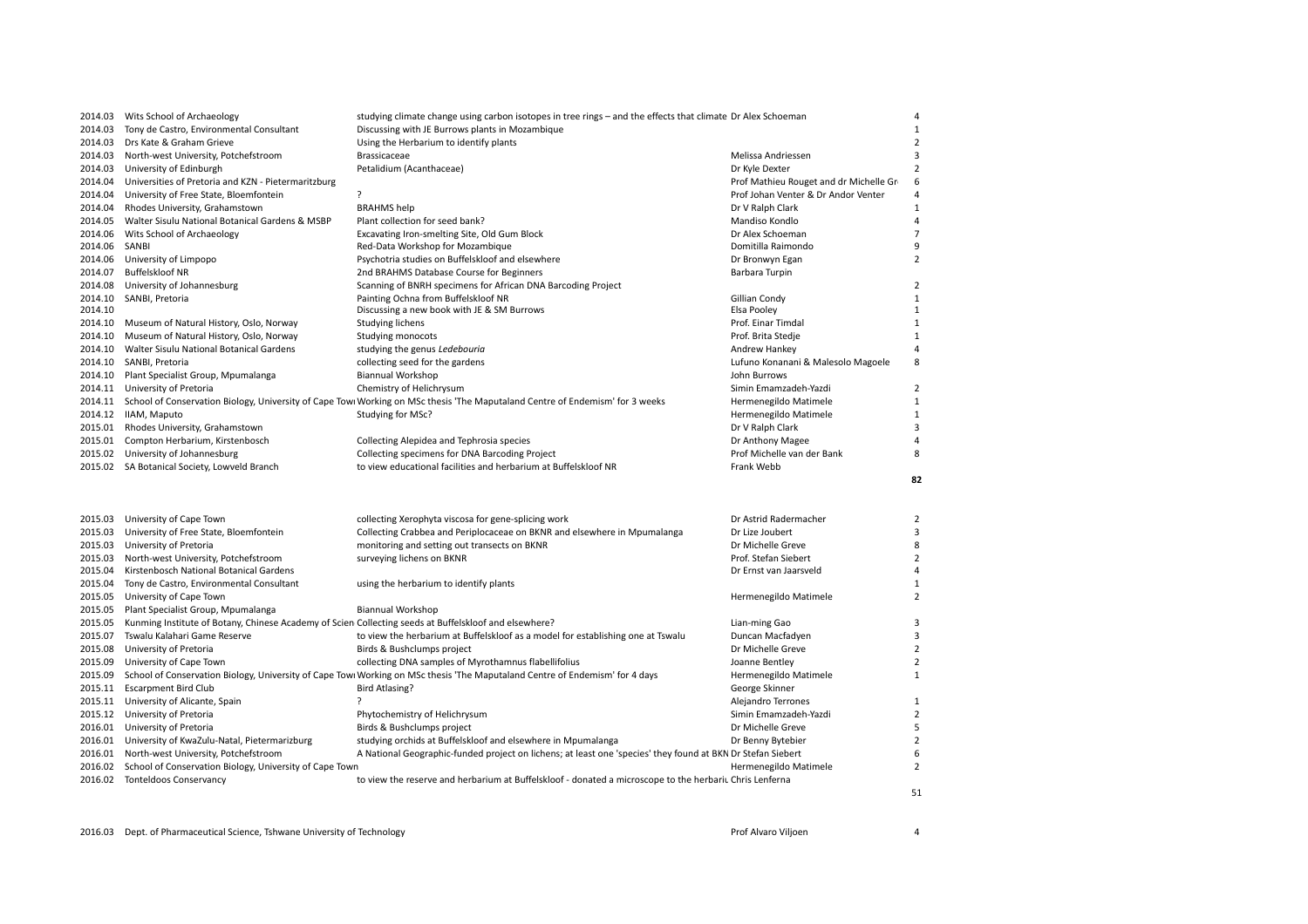| | | | | |
|---|---|---|---|---|
| 2014.03 | Wits School of Archaeology | studying climate change using carbon isotopes in tree rings – and the effects that climate | Dr Alex Schoeman | 4 |
| 2014.03 | Tony de Castro, Environmental Consultant | Discussing with JE Burrows plants in Mozambique | | 1 |
| 2014.03 | Drs Kate & Graham Grieve | Using the Herbarium to identify plants | | 2 |
| 2014.03 | North-west University, Potchefstroom | Brassicaceae | Melissa Andriessen | 3 |
| 2014.03 | University of Edinburgh | Petalidium (Acanthaceae) | Dr Kyle Dexter | 2 |
| 2014.04 | Universities of Pretoria and KZN - Pietermaritzburg | | Prof Mathieu Rouget and dr Michelle Gr | 6 |
| 2014.04 | University of Free State, Bloemfontein | ? | Prof Johan Venter & Dr Andor Venter | 4 |
| 2014.04 | Rhodes University, Grahamstown | BRAHMS help | Dr V Ralph Clark | 1 |
| 2014.05 | Walter Sisulu National Botanical Gardens & MSBP | Plant collection for seed bank? | Mandiso Kondlo | 4 |
| 2014.06 | Wits School of Archaeology | Excavating Iron-smelting Site, Old Gum Block | Dr Alex Schoeman | 7 |
| 2014.06 | SANBI | Red-Data Workshop for Mozambique | Domitilla Raimondo | 9 |
| 2014.06 | University of Limpopo | Psychotria studies on Buffelskloof and elsewhere | Dr Bronwyn Egan | 2 |
| 2014.07 | Buffelskloof NR | 2nd BRAHMS Database Course for Beginners | Barbara Turpin | |
| 2014.08 | University of Johannesburg | Scanning of BNRH specimens for African DNA Barcoding Project | | 2 |
| 2014.10 | SANBI, Pretoria | Painting Ochna from Buffelskloof NR | Gillian Condy | 1 |
| 2014.10 | | Discussing a new book with JE & SM Burrows | Elsa Pooley | 1 |
| 2014.10 | Museum of Natural History, Oslo, Norway | Studying lichens | Prof. Einar Timdal | 1 |
| 2014.10 | Museum of Natural History, Oslo, Norway | Studying monocots | Prof. Brita Stedje | 1 |
| 2014.10 | Walter Sisulu National Botanical Gardens | studying the genus *Ledebouria* | Andrew Hankey | 4 |
| 2014.10 | SANBI, Pretoria | collecting seed for the gardens | Lufuno Konanani & Malesolo Magoele | 8 |
| 2014.10 | Plant Specialist Group, Mpumalanga | Biannual Workshop | John Burrows | |
| 2014.11 | University of Pretoria | Chemistry of Helichrysum | Simin Emamzadeh-Yazdi | 2 |
| 2014.11 | School of Conservation Biology, University of Cape Town | Working on MSc thesis 'The Maputaland Centre of Endemism' for 3 weeks | Hermenegildo Matimele | 1 |
| 2014.12 | IIAM, Maputo | Studying for MSc? | Hermenegildo Matimele | 1 |
| 2015.01 | Rhodes University, Grahamstown | | Dr V Ralph Clark | 3 |
| 2015.01 | Compton Herbarium, Kirstenbosch | Collecting Alepidea and Tephrosia species | Dr Anthony Magee | 4 |
| 2015.02 | University of Johannesburg | Collecting specimens for DNA Barcoding Project | Prof Michelle van der Bank | 8 |
| 2015.02 | SA Botanical Society, Lowveld Branch | to view educational facilities and herbarium at Buffelskloof NR | Frank Webb | |
| | | | | **82** |

| | | | | |
|---|---|---|---|---|
| 2015.03 | University of Cape Town | collecting Xerophyta viscosa for gene-splicing work | Dr Astrid Radermacher | 2 |
| 2015.03 | University of Free State, Bloemfontein | Collecting Crabbea and Periplocaceae on BKNR and elsewhere in Mpumalanga | Dr Lize Joubert | 3 |
| 2015.03 | University of Pretoria | monitoring and setting out transects on BKNR | Dr Michelle Greve | 8 |
| 2015.03 | North-west University, Potchefstroom | surveying lichens on BKNR | Prof. Stefan Siebert | 2 |
| 2015.04 | Kirstenbosch National Botanical Gardens | | Dr Ernst van Jaarsveld | 4 |
| 2015.04 | Tony de Castro, Environmental Consultant | using the herbarium to identify plants | | 1 |
| 2015.05 | University of Cape Town | | Hermenegildo Matimele | 2 |
| 2015.05 | Plant Specialist Group, Mpumalanga | Biannual Workshop | | |
| 2015.05 | Kunming Institute of Botany, Chinese Academy of Scien | Collecting seeds at Buffelskloof and elsewhere? | Lian-ming Gao | 3 |
| 2015.07 | Tswalu Kalahari Game Reserve | to view the herbarium at Buffelskloof as a model for establishing one at Tswalu | Duncan Macfadyen | 3 |
| 2015.08 | University of Pretoria | Birds & Bushclumps project | Dr Michelle Greve | 2 |
| 2015.09 | University of Cape Town | collecting DNA samples of Myrothamnus flabellifolius | Joanne Bentley | 2 |
| 2015.09 | School of Conservation Biology, University of Cape Town | Working on MSc thesis 'The Maputaland Centre of Endemism' for 4 days | Hermenegildo Matimele | 1 |
| 2015.11 | Escarpment Bird Club | Bird Atlasing? | George Skinner | |
| 2015.11 | University of Alicante, Spain | ? | Alejandro Terrones | 1 |
| 2015.12 | University of Pretoria | Phytochemistry of Helichrysum | Simin Emamzadeh-Yazdi | 2 |
| 2016.01 | University of Pretoria | Birds & Bushclumps project | Dr Michelle Greve | 5 |
| 2016.01 | University of KwaZulu-Natal, Pietermarizburg | studying orchids at Buffelskloof and elsewhere in Mpumalanga | Dr Benny Bytebier | 2 |
| 2016.01 | North-west University, Potchefstroom | A National Geographic-funded project on lichens; at least one 'species' they found at BKN | Dr Stefan Siebert | 6 |
| 2016.02 | School of Conservation Biology, University of Cape Town | | Hermenegildo Matimele | 2 |
| 2016.02 | Tonteldoos Conservancy | to view the reserve and herbarium at Buffelskloof - donated a microscope to the herbariu | Chris Lenferna | |
| | | | | 51 |

| | | | | |
|---|---|---|---|---|
| 2016.03 | Dept. of Pharmaceutical Science, Tshwane University of Technology | | Prof Alvaro Viljoen | 4 |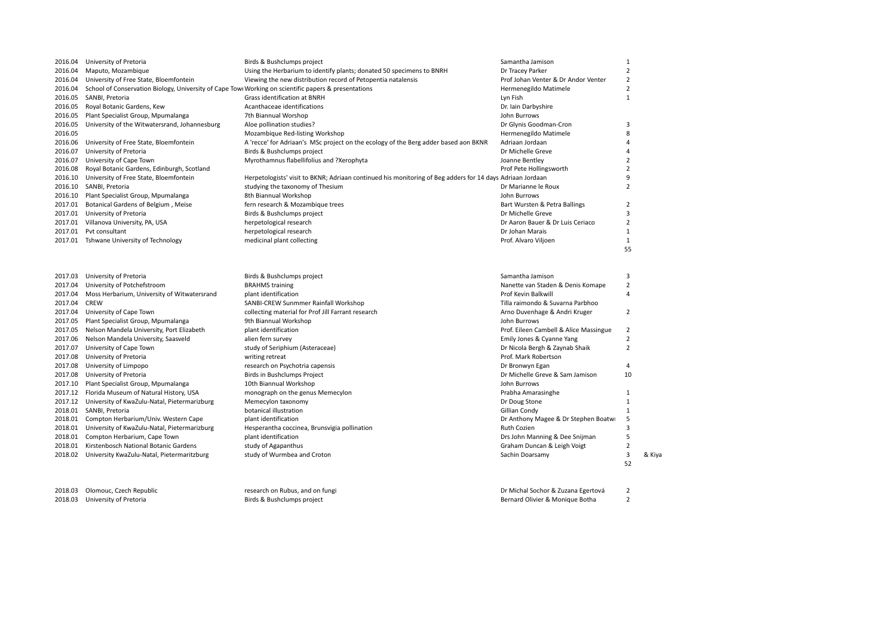| | | | | | |
|---|---|---|---|---|---|
| 2016.04 | University of Pretoria | Birds & Bushclumps project | Samantha Jamison | 1 | |
| 2016.04 | Maputo, Mozambique | Using the Herbarium to identify plants; donated 50 specimens to BNRH | Dr Tracey Parker | 2 | |
| 2016.04 | University of Free State, Bloemfontein | Viewing the new distribution record of Petopentia natalensis | Prof Johan Venter & Dr Andor Venter | 2 | |
| 2016.04 | School of Conservation Biology, University of Cape Town | Working on scientific papers & presentations | Hermenegildo Matimele | 2 | |
| 2016.05 | SANBI, Pretoria | Grass identification at BNRH | Lyn Fish | 1 | |
| 2016.05 | Royal Botanic Gardens, Kew | Acanthaceae identifications | Dr. Iain Darbyshire | | |
| 2016.05 | Plant Specialist Group, Mpumalanga | 7th Biannual Worshop | John Burrows | | |
| 2016.05 | University of the Witwatersrand, Johannesburg | Aloe pollination studies? | Dr Glynis Goodman-Cron | 3 | |
| 2016.05 | | Mozambique Red-listing Workshop | Hermenegildo Matimele | 8 | |
| 2016.06 | University of Free State, Bloemfontein | A 'recce' for Adriaan's MSc project on the ecology of the Berg adder based aon BKNR | Adriaan Jordaan | 4 | |
| 2016.07 | University of Pretoria | Birds & Bushclumps project | Dr Michelle Greve | 4 | |
| 2016.07 | University of Cape Town | Myrothamnus flabellifolius and ?Xerophyta | Joanne Bentley | 2 | |
| 2016.08 | Royal Botanic Gardens, Edinburgh, Scotland | | Prof Pete Hollingsworth | 2 | |
| 2016.10 | University of Free State, Bloemfontein | Herpetologists' visit to BKNR; Adriaan continued his monitoring of Beg adders for 14 days | Adriaan Jordaan | 9 | |
| 2016.10 | SANBI, Pretoria | studying the taxonomy of Thesium | Dr Marianne le Roux | 2 | |
| 2016.10 | Plant Specialist Group, Mpumalanga | 8th Biannual Workshop | John Burrows | | |
| 2017.01 | Botanical Gardens of Belgium , Meise | fern research & Mozambique trees | Bart Wursten & Petra Ballings | 2 | |
| 2017.01 | University of Pretoria | Birds & Bushclumps project | Dr Michelle Greve | 3 | |
| 2017.01 | Villanova University, PA, USA | herpetological research | Dr Aaron Bauer & Dr Luis Ceriaco | 2 | |
| 2017.01 | Pvt consultant | herpetological research | Dr Johan Marais | 1 | |
| 2017.01 | Tshwane University of Technology | medicinal plant collecting | Prof. Alvaro Viljoen | 1 | |
| | | | | 55 | |
| 2017.03 | University of Pretoria | Birds & Bushclumps project | Samantha Jamison | 3 | |
| 2017.04 | University of Potchefstroom | BRAHMS training | Nanette van Staden & Denis Komape | 2 | |
| 2017.04 | Moss Herbarium, University of Witwatersrand | plant identification | Prof Kevin Balkwill | 4 | |
| 2017.04 | CREW | SANBI-CREW Sunmmer Rainfall Workshop | Tilla raimondo & Suvarna Parbhoo | | |
| 2017.04 | University of Cape Town | collecting material for Prof Jill Farrant research | Arno Duvenhage & Andri Kruger | 2 | |
| 2017.05 | Plant Specialist Group, Mpumalanga | 9th Biannual Workshop | John Burrows | | |
| 2017.05 | Nelson Mandela University, Port Elizabeth | plant identification | Prof. Eileen Cambell & Alice Massingue | 2 | |
| 2017.06 | Nelson Mandela University, Saasveld | alien fern survey | Emily Jones & Cyanne Yang | 2 | |
| 2017.07 | University of Cape Town | study of Seriphium (Asteraceae) | Dr Nicola Bergh & Zaynab Shaik | 2 | |
| 2017.08 | University of Pretoria | writing retreat | Prof. Mark Robertson | | |
| 2017.08 | University of Limpopo | research on Psychotria capensis | Dr Bronwyn Egan | 4 | |
| 2017.08 | University of Pretoria | Birds in Bushclumps Project | Dr Michelle Greve & Sam Jamison | 10 | |
| 2017.10 | Plant Specialist Group, Mpumalanga | 10th Biannual Workshop | John Burrows | | |
| 2017.12 | Florida Museum of Natural History, USA | monograph on the genus Memecylon | Prabha Amarasinghe | 1 | |
| 2017.12 | University of KwaZulu-Natal, Pietermarizburg | Memecylon taxonomy | Dr Doug Stone | 1 | |
| 2018.01 | SANBI, Pretoria | botanical illustration | Gillian Condy | 1 | |
| 2018.01 | Compton Herbarium/Univ. Western Cape | plant identification | Dr Anthony Magee & Dr Stephen Boatw | 5 | |
| 2018.01 | University of KwaZulu-Natal, Pietermarizburg | Hesperantha coccinea, Brunsvigia pollination | Ruth Cozien | 3 | |
| 2018.01 | Compton Herbarium, Cape Town | plant identification | Drs John Manning & Dee Snijman | 5 | |
| 2018.01 | Kirstenbosch National Botanic Gardens | study of Agapanthus | Graham Duncan & Leigh Voigt | 2 | |
| 2018.02 | University KwaZulu-Natal, Pietermaritzburg | study of Wurmbea and Croton | Sachin Doarsamy | 3 | & Kiya |
| | | | | 52 | |
| 2018.03 | Olomouc, Czech Republic | research on Rubus, and on fungi | Dr Michal Sochor & Zuzana Egertová | 2 | |
| 2018.03 | University of Pretoria | Birds & Bushclumps project | Bernard Olivier & Monique Botha | 2 | |